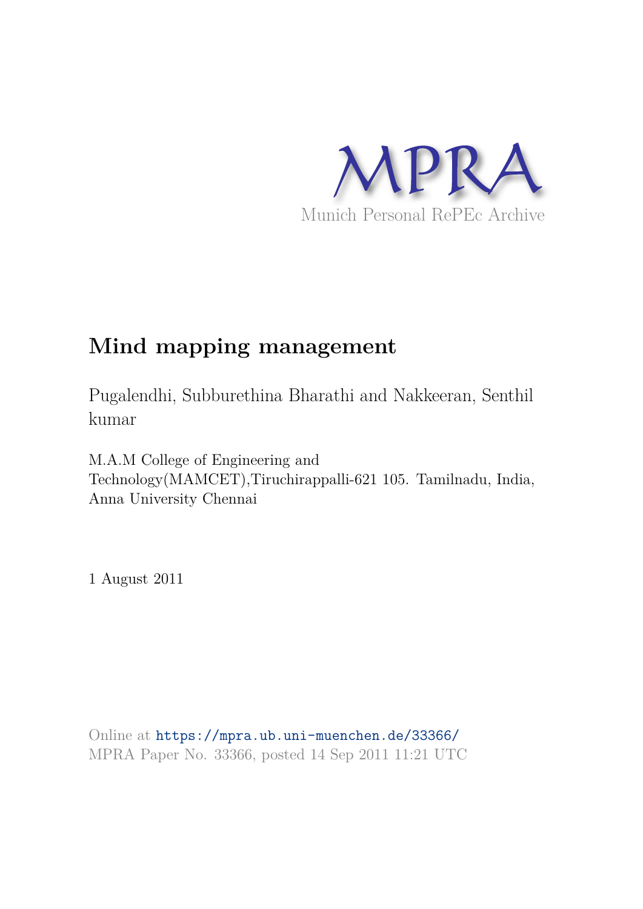MPRA

Munich Personal RePEc Archive

# Mind mapping management

Pugalendhi, Subburethina Bharathi and Nakkeeran, Senthil kumar

M.A.M College of Engineering and Technology(MAMCET),Tiruchirappalli-621 105. Tamilnadu, India, Anna University Chennai

1 August 2011

Online at https://mpra.ub.uni-muenchen.de/33366/
MPRA Paper No. 33366, posted 14 Sep 2011 11:21 UTC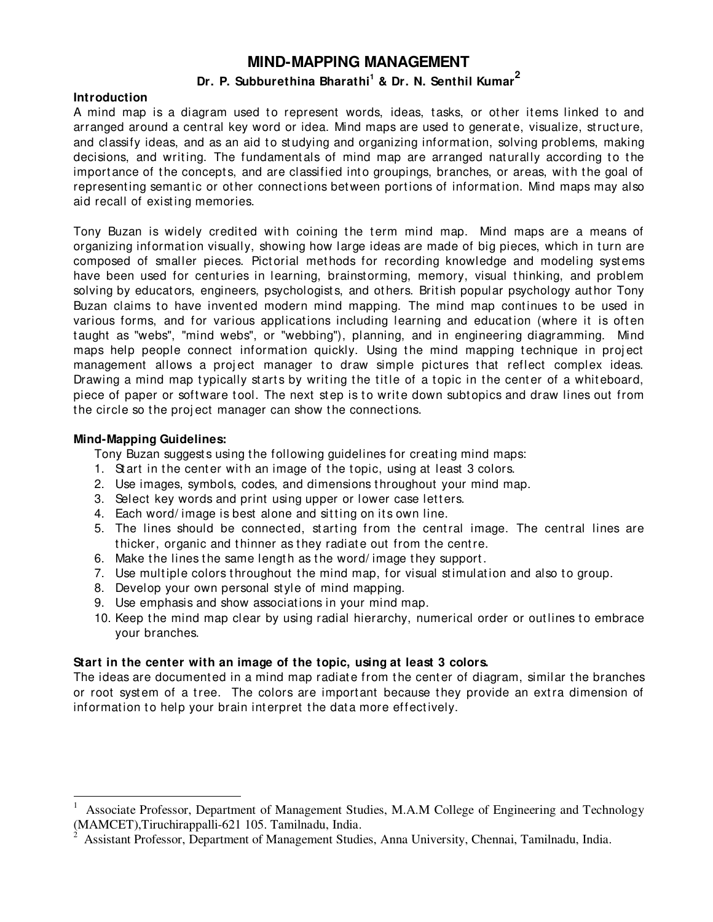# MIND-MAPPING MANAGEMENT

**Dr. P. Subburethina Bharathi[1] & Dr. N. Senthil Kumar[2]**

**Introduction**

A mind map is a diagram used to represent words, ideas, tasks, or other items linked to and arranged around a central key word or idea. Mind maps are used to generate, visualize, structure, and classify ideas, and as an aid to studying and organizing information, solving problems, making decisions, and writing. The fundamentals of mind map are arranged naturally according to the importance of the concepts, and are classified into groupings, branches, or areas, with the goal of representing semantic or other connections between portions of information. Mind maps may also aid recall of existing memories.

Tony Buzan is widely credited with coining the term mind map. Mind maps are a means of organizing information visually, showing how large ideas are made of big pieces, which in turn are composed of smaller pieces. Pictorial methods for recording knowledge and modeling systems have been used for centuries in learning, brainstorming, memory, visual thinking, and problem solving by educators, engineers, psychologists, and others. British popular psychology author Tony Buzan claims to have invented modern mind mapping. The mind map continues to be used in various forms, and for various applications including learning and education (where it is often taught as "webs", "mind webs", or "webbing"), planning, and in engineering diagramming. Mind maps help people connect information quickly. Using the mind mapping technique in project management allows a project manager to draw simple pictures that reflect complex ideas. Drawing a mind map typically starts by writing the title of a topic in the center of a whiteboard, piece of paper or software tool. The next step is to write down subtopics and draw lines out from the circle so the project manager can show the connections.

**Mind-Mapping Guidelines:**

Tony Buzan suggests using the following guidelines for creating mind maps:

1. Start in the center with an image of the topic, using at least 3 colors.
2. Use images, symbols, codes, and dimensions throughout your mind map.
3. Select key words and print using upper or lower case letters.
4. Each word/image is best alone and sitting on its own line.
5. The lines should be connected, starting from the central image. The central lines are thicker, organic and thinner as they radiate out from the centre.
6. Make the lines the same length as the word/image they support.
7. Use multiple colors throughout the mind map, for visual stimulation and also to group.
8. Develop your own personal style of mind mapping.
9. Use emphasis and show associations in your mind map.
10. Keep the mind map clear by using radial hierarchy, numerical order or outlines to embrace your branches.

**Start in the center with an image of the topic, using at least 3 colors.**

The ideas are documented in a mind map radiate from the center of diagram, similar the branches or root system of a tree. The colors are important because they provide an extra dimension of information to help your brain interpret the data more effectively.

---

[1] Associate Professor, Department of Management Studies, M.A.M College of Engineering and Technology (MAMCET),Tiruchirappalli-621 105. Tamilnadu, India.

[2] Assistant Professor, Department of Management Studies, Anna University, Chennai, Tamilnadu, India.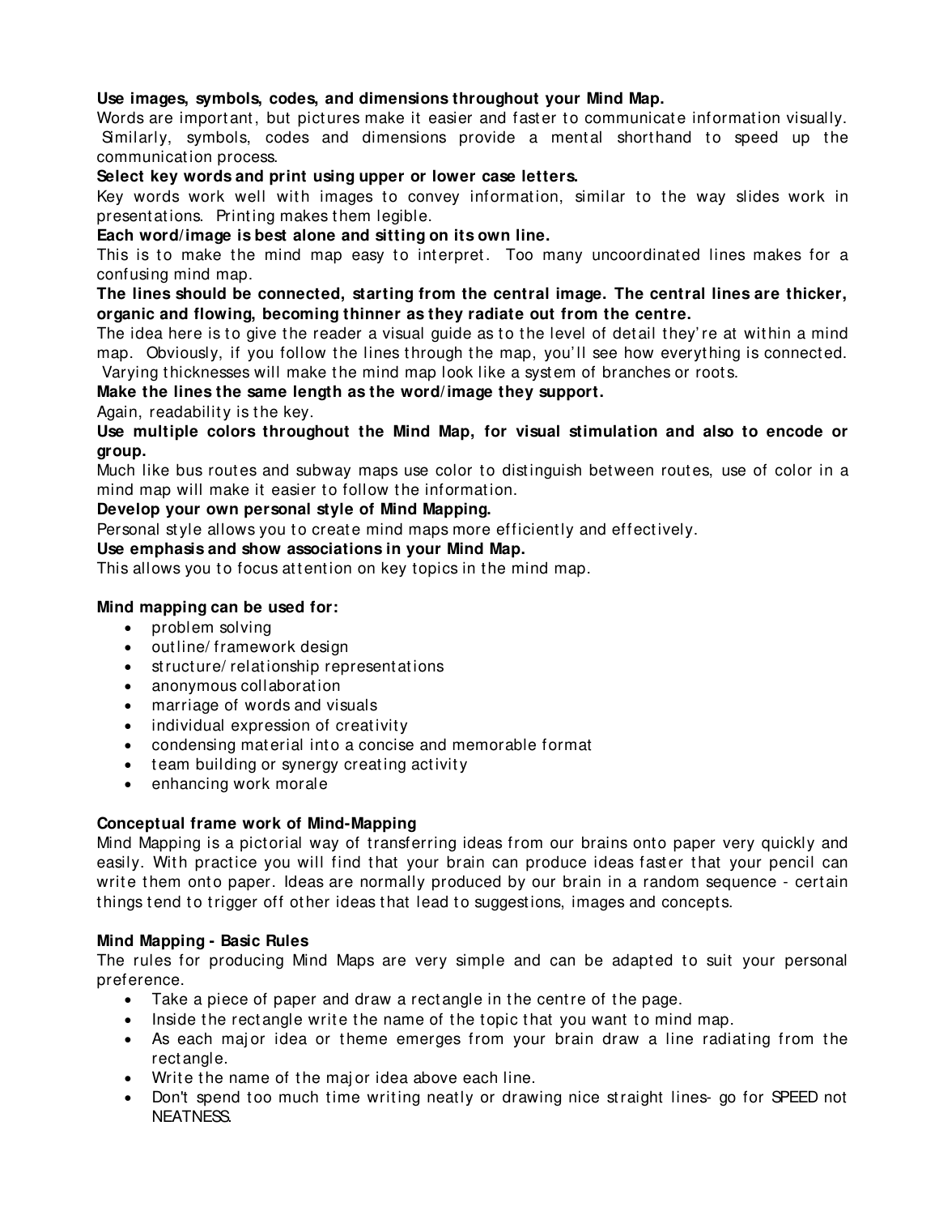**Use images, symbols, codes, and dimensions throughout your Mind Map.**
Words are important, but pictures make it easier and faster to communicate information visually. Similarly, symbols, codes and dimensions provide a mental shorthand to speed up the communication process.

**Select key words and print using upper or lower case letters.**
Key words work well with images to convey information, similar to the way slides work in presentations. Printing makes them legible.

**Each word/image is best alone and sitting on its own line.**
This is to make the mind map easy to interpret. Too many uncoordinated lines makes for a confusing mind map.

**The lines should be connected, starting from the central image. The central lines are thicker, organic and flowing, becoming thinner as they radiate out from the centre.**
The idea here is to give the reader a visual guide as to the level of detail they're at within a mind map. Obviously, if you follow the lines through the map, you'll see how everything is connected. Varying thicknesses will make the mind map look like a system of branches or roots.

**Make the lines the same length as the word/image they support.**
Again, readability is the key.

**Use multiple colors throughout the Mind Map, for visual stimulation and also to encode or group.**
Much like bus routes and subway maps use color to distinguish between routes, use of color in a mind map will make it easier to follow the information.

**Develop your own personal style of Mind Mapping.**
Personal style allows you to create mind maps more efficiently and effectively.

**Use emphasis and show associations in your Mind Map.**
This allows you to focus attention on key topics in the mind map.

**Mind mapping can be used for:**

- problem solving
- outline/framework design
- structure/relationship representations
- anonymous collaboration
- marriage of words and visuals
- individual expression of creativity
- condensing material into a concise and memorable format
- team building or synergy creating activity
- enhancing work morale

**Conceptual frame work of Mind-Mapping**

Mind Mapping is a pictorial way of transferring ideas from our brains onto paper very quickly and easily. With practice you will find that your brain can produce ideas faster that your pencil can write them onto paper. Ideas are normally produced by our brain in a random sequence - certain things tend to trigger off other ideas that lead to suggestions, images and concepts.

**Mind Mapping - Basic Rules**

The rules for producing Mind Maps are very simple and can be adapted to suit your personal preference.

- Take a piece of paper and draw a rectangle in the centre of the page.
- Inside the rectangle write the name of the topic that you want to mind map.
- As each major idea or theme emerges from your brain draw a line radiating from the rectangle.
- Write the name of the major idea above each line.
- Don't spend too much time writing neatly or drawing nice straight lines- go for SPEED not NEATNESS.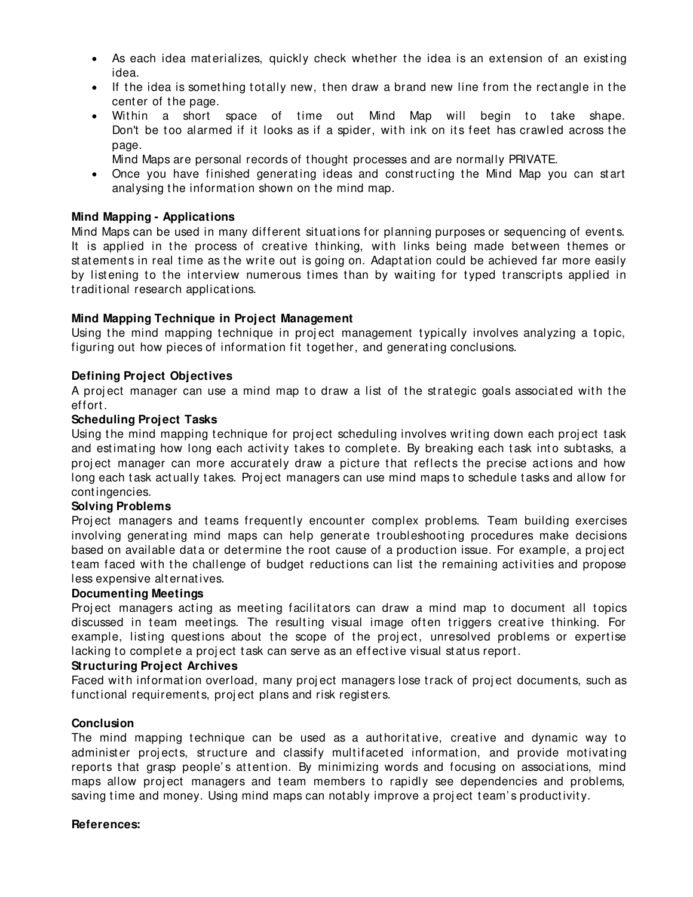- As each idea materializes, quickly check whether the idea is an extension of an existing idea.
- If the idea is something totally new, then draw a brand new line from the rectangle in the center of the page.
- Within a short space of time out Mind Map will begin to take shape. Don't be too alarmed if it looks as if a spider, with ink on its feet has crawled across the page.
  Mind Maps are personal records of thought processes and are normally PRIVATE.
- Once you have finished generating ideas and constructing the Mind Map you can start analysing the information shown on the mind map.

**Mind Mapping - Applications**
Mind Maps can be used in many different situations for planning purposes or sequencing of events. It is applied in the process of creative thinking, with links being made between themes or statements in real time as the write out is going on. Adaptation could be achieved far more easily by listening to the interview numerous times than by waiting for typed transcripts applied in traditional research applications.

**Mind Mapping Technique in Project Management**
Using the mind mapping technique in project management typically involves analyzing a topic, figuring out how pieces of information fit together, and generating conclusions.

**Defining Project Objectives**
A project manager can use a mind map to draw a list of the strategic goals associated with the effort.

**Scheduling Project Tasks**
Using the mind mapping technique for project scheduling involves writing down each project task and estimating how long each activity takes to complete. By breaking each task into subtasks, a project manager can more accurately draw a picture that reflects the precise actions and how long each task actually takes. Project managers can use mind maps to schedule tasks and allow for contingencies.

**Solving Problems**
Project managers and teams frequently encounter complex problems. Team building exercises involving generating mind maps can help generate troubleshooting procedures make decisions based on available data or determine the root cause of a production issue. For example, a project team faced with the challenge of budget reductions can list the remaining activities and propose less expensive alternatives.

**Documenting Meetings**
Project managers acting as meeting facilitators can draw a mind map to document all topics discussed in team meetings. The resulting visual image often triggers creative thinking. For example, listing questions about the scope of the project, unresolved problems or expertise lacking to complete a project task can serve as an effective visual status report.

**Structuring Project Archives**
Faced with information overload, many project managers lose track of project documents, such as functional requirements, project plans and risk registers.

**Conclusion**
The mind mapping technique can be used as a authoritative, creative and dynamic way to administer projects, structure and classify multifaceted information, and provide motivating reports that grasp people's attention. By minimizing words and focusing on associations, mind maps allow project managers and team members to rapidly see dependencies and problems, saving time and money. Using mind maps can notably improve a project team's productivity.

**References:**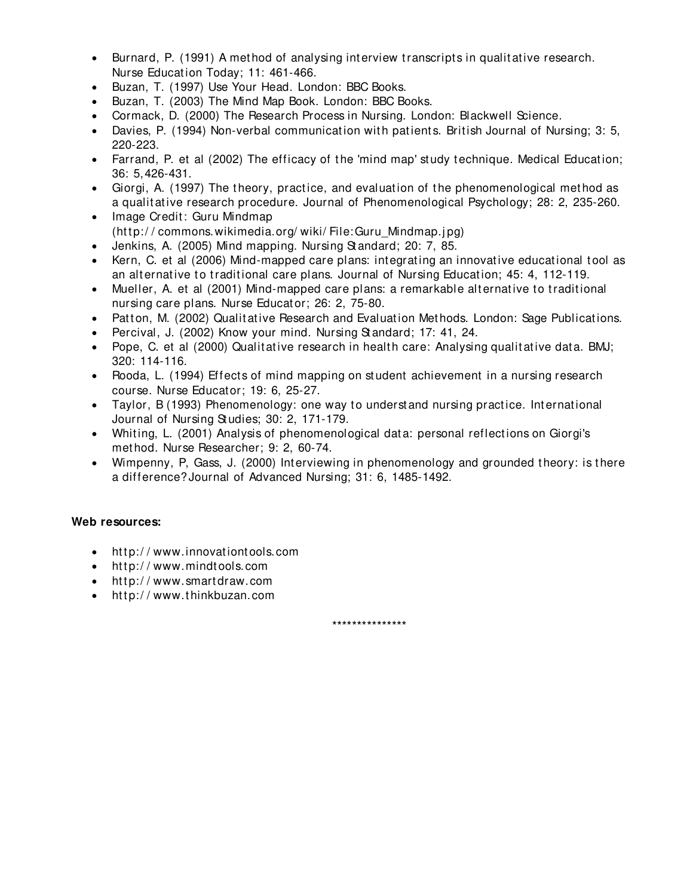- Burnard, P. (1991) A method of analysing interview transcripts in qualitative research. Nurse Education Today; 11: 461-466.
- Buzan, T. (1997) Use Your Head. London: BBC Books.
- Buzan, T. (2003) The Mind Map Book. London: BBC Books.
- Cormack, D. (2000) The Research Process in Nursing. London: Blackwell Science.
- Davies, P. (1994) Non-verbal communication with patients. British Journal of Nursing; 3: 5, 220-223.
- Farrand, P. et al (2002) The efficacy of the 'mind map' study technique. Medical Education; 36: 5,426-431.
- Giorgi, A. (1997) The theory, practice, and evaluation of the phenomenological method as a qualitative research procedure. Journal of Phenomenological Psychology; 28: 2, 235-260.
- Image Credit: Guru Mindmap (http://commons.wikimedia.org/wiki/File:Guru_Mindmap.jpg)
- Jenkins, A. (2005) Mind mapping. Nursing Standard; 20: 7, 85.
- Kern, C. et al (2006) Mind-mapped care plans: integrating an innovative educational tool as an alternative to traditional care plans. Journal of Nursing Education; 45: 4, 112-119.
- Mueller, A. et al (2001) Mind-mapped care plans: a remarkable alternative to traditional nursing care plans. Nurse Educator; 26: 2, 75-80.
- Patton, M. (2002) Qualitative Research and Evaluation Methods. London: Sage Publications.
- Percival, J. (2002) Know your mind. Nursing Standard; 17: 41, 24.
- Pope, C. et al (2000) Qualitative research in health care: Analysing qualitative data. BMJ; 320: 114-116.
- Rooda, L. (1994) Effects of mind mapping on student achievement in a nursing research course. Nurse Educator; 19: 6, 25-27.
- Taylor, B (1993) Phenomenology: one way to understand nursing practice. International Journal of Nursing Studies; 30: 2, 171-179.
- Whiting, L. (2001) Analysis of phenomenological data: personal reflections on Giorgi's method. Nurse Researcher; 9: 2, 60-74.
- Wimpenny, P, Gass, J. (2000) Interviewing in phenomenology and grounded theory: is there a difference? Journal of Advanced Nursing; 31: 6, 1485-1492.

**Web resources:**

- http://www.innovationtools.com
- http://www.mindtools.com
- http://www.smartdraw.com
- http://www.thinkbuzan.com

***************